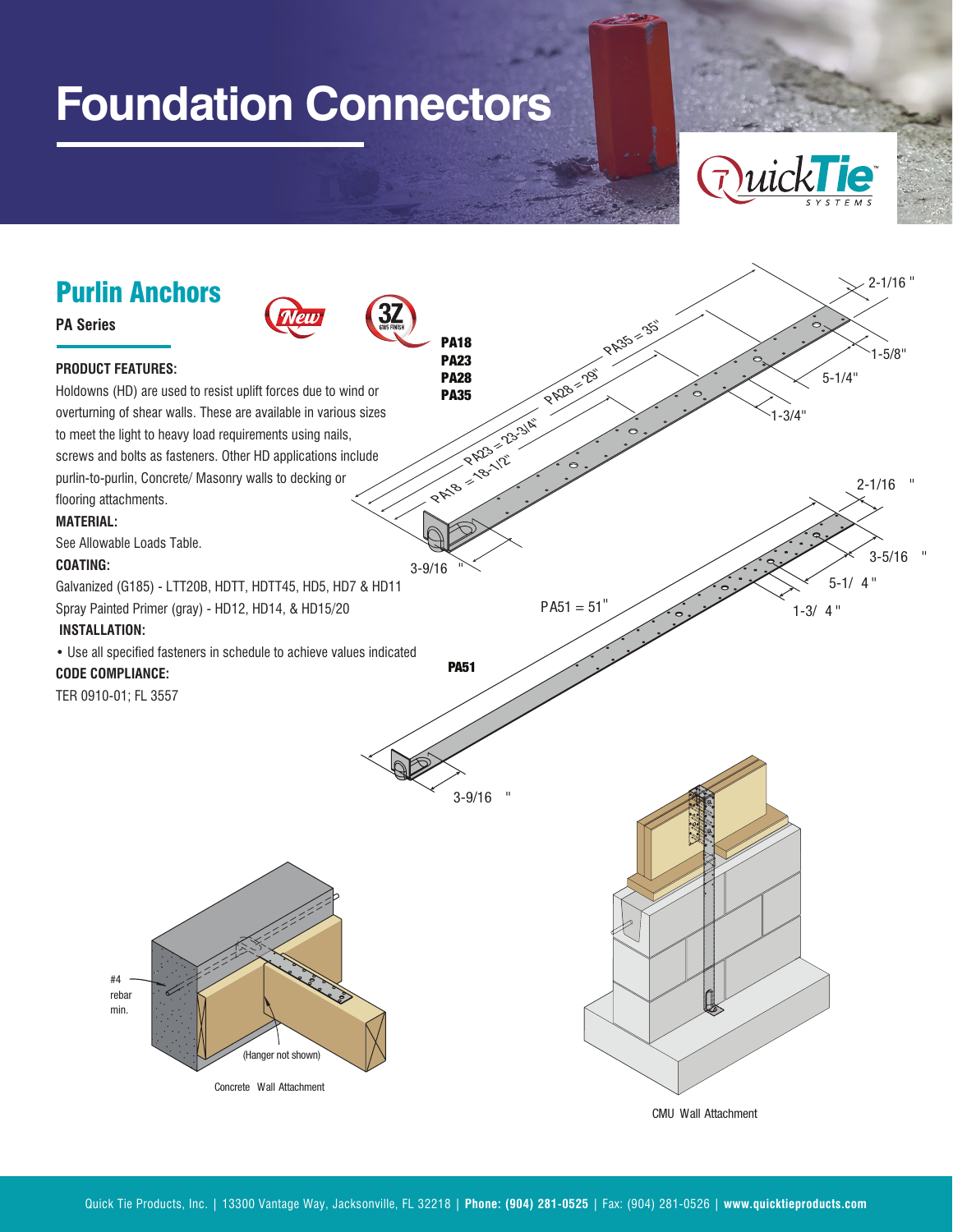# Foundation Connectors

## Purlin Anchors

**PA Series**

**PRODUCT FEATURES:**

Holdowns (HD) are used to resist uplift forces due to wind or overturning of shear walls. These are available in various sizes to meet the light to heavy load requirements using nails, screws and bolts as fasteners. Other HD applications include purlin-to-purlin, Concrete/ Masonry walls to decking or flooring attachments.

**MATERIAL:**

See Allowable Loads Table.

**COATING:**

Galvanized (G185) - LTT20B, HDTT, HDTT45, HD5, HD7 & HD11
Spray Painted Primer (gray) - HD12, HD14, & HD15/20

**INSTALLATION:**

• Use all specified fasteners in schedule to achieve values indicated

**CODE COMPLIANCE:**

TER 0910-01; FL 3557

**PA18**
**PA23**
**PA28**
**PA35**

PA35 = 35"
PA28 = 29"
PA23 = 23-3/4"
PA18 = 18-1/2"
2-1/16"
1-5/8"
5-1/4"
1-3/4"
3-9/16"

**PA51**

PA51 = 51"
2-1/16"
3-5/16"
5-1/4"
1-3/4"
3-9/16"

#4 rebar min.

(Hanger not shown)

Concrete Wall Attachment

CMU Wall Attachment

Quick Tie Products, Inc. | 13300 Vantage Way, Jacksonville, FL 32218 | **Phone: (904) 281-0525** | Fax: (904) 281-0526 | **www.quicktieproducts.com**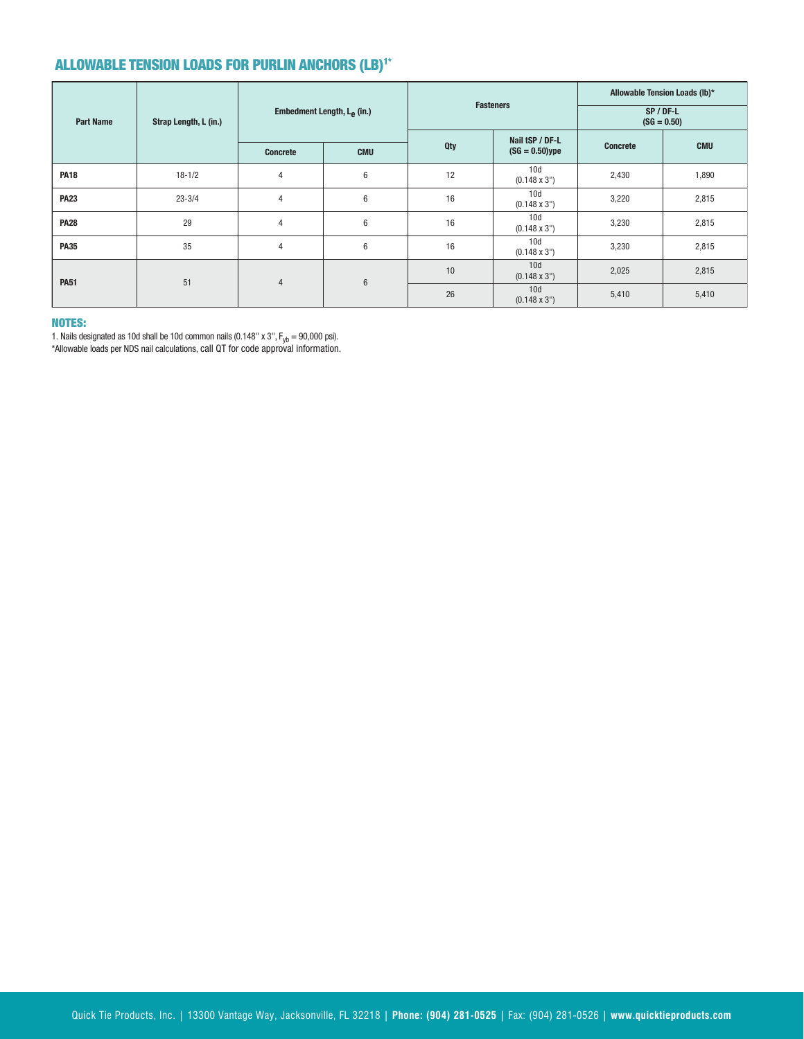## ALLOWABLE TENSION LOADS FOR PURLIN ANCHORS (LB)[1*]

| Part Name | Strap Length, L (in.) | Embedment Length, $L_e$ (in.) | | Fasteners | | Allowable Tension Loads (lb)* | |
|---|---|---|---|---|---|---|---|
| | | | | | | SP / DF-L (SG = 0.50) | |
| | | Concrete | CMU | Qty | Nail tSP / DF-L (SG = 0.50)ype | Concrete | CMU |
| **PA18** | 18-1/2 | 4 | 6 | 12 | 10d (0.148 x 3") | 2,430 | 1,890 |
| **PA23** | 23-3/4 | 4 | 6 | 16 | 10d (0.148 x 3") | 3,220 | 2,815 |
| **PA28** | 29 | 4 | 6 | 16 | 10d (0.148 x 3") | 3,230 | 2,815 |
| **PA35** | 35 | 4 | 6 | 16 | 10d (0.148 x 3") | 3,230 | 2,815 |
| **PA51** | 51 | 4 | 6 | 10 | 10d (0.148 x 3") | 2,025 | 2,815 |
| | | | | 26 | 10d (0.148 x 3") | 5,410 | 5,410 |

### NOTES:

1. Nails designated as 10d shall be 10d common nails (0.148" x 3", $F_{yb}$ = 90,000 psi).

*Allowable loads per NDS nail calculations, call QT for code approval information.

Quick Tie Products, Inc. | 13300 Vantage Way, Jacksonville, FL 32218 | **Phone: (904) 281-0525** | Fax: (904) 281-0526 | **www.quicktieproducts.com**